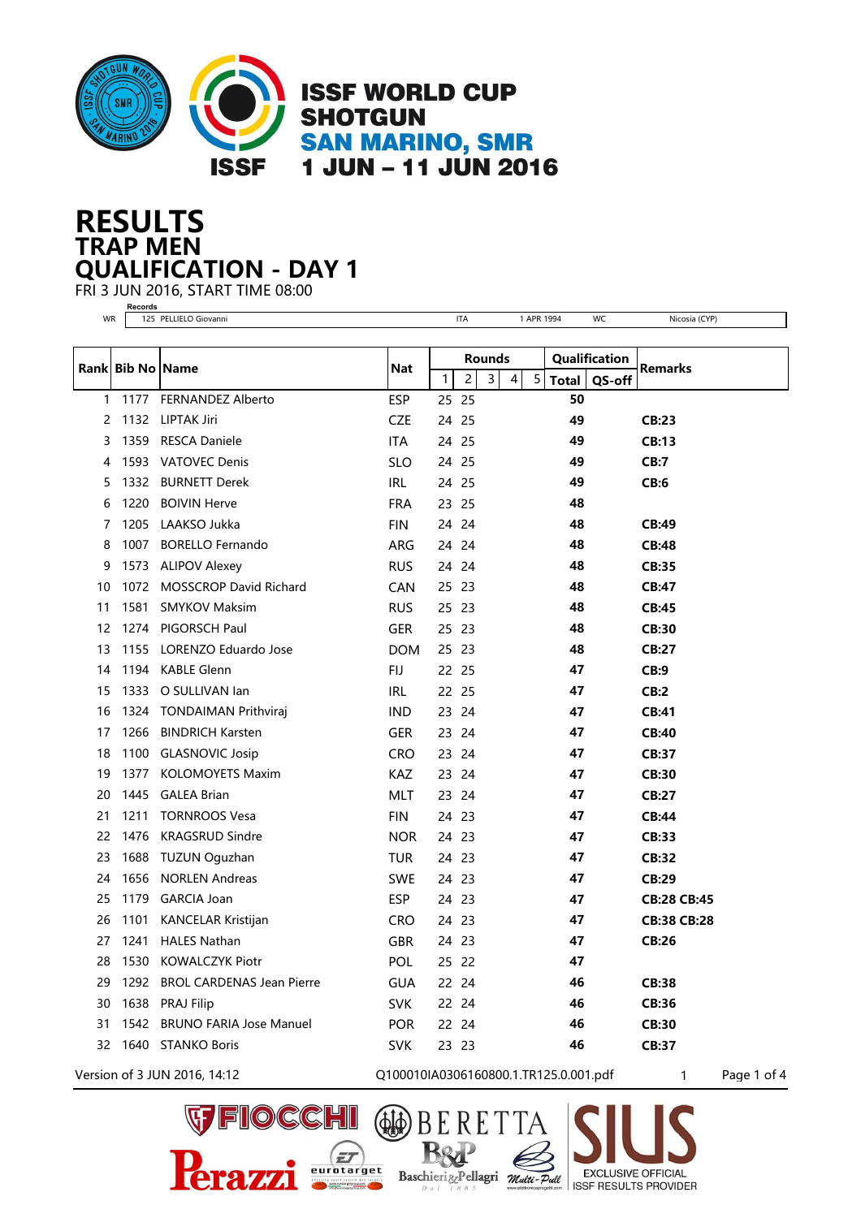# ISSF WORLD CUP SHOTGUN
## SAN MARINO, SMR
## 1 JUN – 11 JUN 2016

# RESULTS
## TRAP MEN
## QUALIFICATION - DAY 1

FRI 3 JUN 2016, START TIME 08:00

Records

| WR | 125 | PELLIELO Giovanni | ITA | 1 APR 1994 | WC | Nicosia (CYP) |
|---|---|---|---|---|---|---|

| Rank | Bib No | Name | Nat | Rounds | | | | | Qualification | | Remarks |
|---|---|---|---|---|---|---|---|---|---|---|---|
| | | | | 1 | 2 | 3 | 4 | 5 | Total | QS-off | |
| 1 | 1177 | FERNANDEZ Alberto | ESP | 25 | 25 | | | | 50 | | |
| 2 | 1132 | LIPTAK Jiri | CZE | 24 | 25 | | | | 49 | | CB:23 |
| 3 | 1359 | RESCA Daniele | ITA | 24 | 25 | | | | 49 | | CB:13 |
| 4 | 1593 | VATOVEC Denis | SLO | 24 | 25 | | | | 49 | | CB:7 |
| 5 | 1332 | BURNETT Derek | IRL | 24 | 25 | | | | 49 | | CB:6 |
| 6 | 1220 | BOIVIN Herve | FRA | 23 | 25 | | | | 48 | | |
| 7 | 1205 | LAAKSO Jukka | FIN | 24 | 24 | | | | 48 | | CB:49 |
| 8 | 1007 | BORELLO Fernando | ARG | 24 | 24 | | | | 48 | | CB:48 |
| 9 | 1573 | ALIPOV Alexey | RUS | 24 | 24 | | | | 48 | | CB:35 |
| 10 | 1072 | MOSSCROP David Richard | CAN | 25 | 23 | | | | 48 | | CB:47 |
| 11 | 1581 | SMYKOV Maksim | RUS | 25 | 23 | | | | 48 | | CB:45 |
| 12 | 1274 | PIGORSCH Paul | GER | 25 | 23 | | | | 48 | | CB:30 |
| 13 | 1155 | LORENZO Eduardo Jose | DOM | 25 | 23 | | | | 48 | | CB:27 |
| 14 | 1194 | KABLE Glenn | FIJ | 22 | 25 | | | | 47 | | CB:9 |
| 15 | 1333 | O SULLIVAN Ian | IRL | 22 | 25 | | | | 47 | | CB:2 |
| 16 | 1324 | TONDAIMAN Prithviraj | IND | 23 | 24 | | | | 47 | | CB:41 |
| 17 | 1266 | BINDRICH Karsten | GER | 23 | 24 | | | | 47 | | CB:40 |
| 18 | 1100 | GLASNOVIC Josip | CRO | 23 | 24 | | | | 47 | | CB:37 |
| 19 | 1377 | KOLOMOYETS Maxim | KAZ | 23 | 24 | | | | 47 | | CB:30 |
| 20 | 1445 | GALEA Brian | MLT | 23 | 24 | | | | 47 | | CB:27 |
| 21 | 1211 | TORNROOS Vesa | FIN | 24 | 23 | | | | 47 | | CB:44 |
| 22 | 1476 | KRAGSRUD Sindre | NOR | 24 | 23 | | | | 47 | | CB:33 |
| 23 | 1688 | TUZUN Oguzhan | TUR | 24 | 23 | | | | 47 | | CB:32 |
| 24 | 1656 | NORLEN Andreas | SWE | 24 | 23 | | | | 47 | | CB:29 |
| 25 | 1179 | GARCIA Joan | ESP | 24 | 23 | | | | 47 | | CB:28 CB:45 |
| 26 | 1101 | KANCELAR Kristijan | CRO | 24 | 23 | | | | 47 | | CB:38 CB:28 |
| 27 | 1241 | HALES Nathan | GBR | 24 | 23 | | | | 47 | | CB:26 |
| 28 | 1530 | KOWALCZYK Piotr | POL | 25 | 22 | | | | 47 | | |
| 29 | 1292 | BROL CARDENAS Jean Pierre | GUA | 22 | 24 | | | | 46 | | CB:38 |
| 30 | 1638 | PRAJ Filip | SVK | 22 | 24 | | | | 46 | | CB:36 |
| 31 | 1542 | BRUNO FARIA Jose Manuel | POR | 22 | 24 | | | | 46 | | CB:30 |
| 32 | 1640 | STANKO Boris | SVK | 23 | 23 | | | | 46 | | CB:37 |

Version of 3 JUN 2016, 14:12 Q100010IA0306160800.1.TR125.0.001.pdf 1

EXCLUSIVE OFFICIAL ISSF RESULTS PROVIDER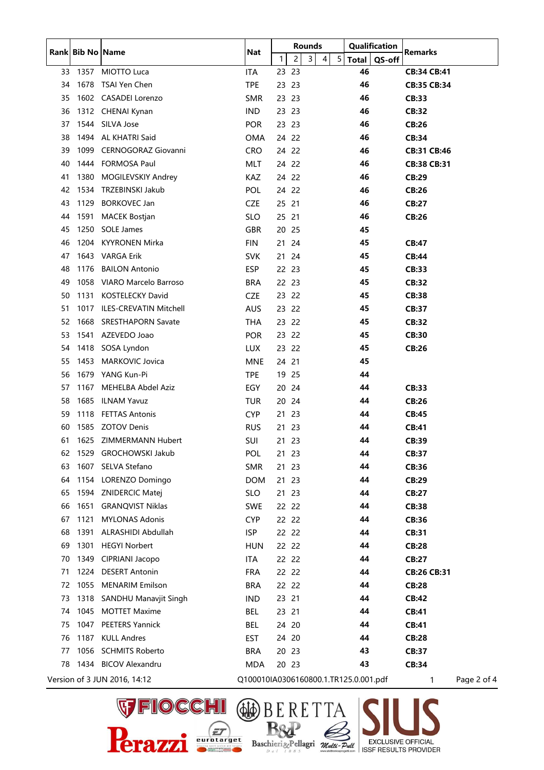| Rank | Bib No | Name | Nat | Rounds | | | | | Qualification | | Remarks |
|---|---|---|---|---|---|---|---|---|---|---|---|
| | | | | 1 | 2 | 3 | 4 | 5 | Total | QS-off | |
| 33 | 1357 | MIOTTO Luca | ITA | 23 | 23 | | | | 46 | | **CB:34 CB:41** |
| 34 | 1678 | TSAI Yen Chen | TPE | 23 | 23 | | | | 46 | | **CB:35 CB:34** |
| 35 | 1602 | CASADEI Lorenzo | SMR | 23 | 23 | | | | 46 | | **CB:33** |
| 36 | 1312 | CHENAI Kynan | IND | 23 | 23 | | | | 46 | | **CB:32** |
| 37 | 1544 | SILVA Jose | POR | 23 | 23 | | | | 46 | | **CB:26** |
| 38 | 1494 | AL KHATRI Said | OMA | 24 | 22 | | | | 46 | | **CB:34** |
| 39 | 1099 | CERNOGORAZ Giovanni | CRO | 24 | 22 | | | | 46 | | **CB:31 CB:46** |
| 40 | 1444 | FORMOSA Paul | MLT | 24 | 22 | | | | 46 | | **CB:38 CB:31** |
| 41 | 1380 | MOGILEVSKIY Andrey | KAZ | 24 | 22 | | | | 46 | | **CB:29** |
| 42 | 1534 | TRZEBINSKI Jakub | POL | 24 | 22 | | | | 46 | | **CB:26** |
| 43 | 1129 | BORKOVEC Jan | CZE | 25 | 21 | | | | 46 | | **CB:27** |
| 44 | 1591 | MACEK Bostjan | SLO | 25 | 21 | | | | 46 | | **CB:26** |
| 45 | 1250 | SOLE James | GBR | 20 | 25 | | | | 45 | | |
| 46 | 1204 | KYYRONEN Mirka | FIN | 21 | 24 | | | | 45 | | **CB:47** |
| 47 | 1643 | VARGA Erik | SVK | 21 | 24 | | | | 45 | | **CB:44** |
| 48 | 1176 | BAILON Antonio | ESP | 22 | 23 | | | | 45 | | **CB:33** |
| 49 | 1058 | VIARO Marcelo Barroso | BRA | 22 | 23 | | | | 45 | | **CB:32** |
| 50 | 1131 | KOSTELECKY David | CZE | 23 | 22 | | | | 45 | | **CB:38** |
| 51 | 1017 | ILES-CREVATIN Mitchell | AUS | 23 | 22 | | | | 45 | | **CB:37** |
| 52 | 1668 | SRESTHAPORN Savate | THA | 23 | 22 | | | | 45 | | **CB:32** |
| 53 | 1541 | AZEVEDO Joao | POR | 23 | 22 | | | | 45 | | **CB:30** |
| 54 | 1418 | SOSA Lyndon | LUX | 23 | 22 | | | | 45 | | **CB:26** |
| 55 | 1453 | MARKOVIC Jovica | MNE | 24 | 21 | | | | 45 | | |
| 56 | 1679 | YANG Kun-Pi | TPE | 19 | 25 | | | | 44 | | |
| 57 | 1167 | MEHELBA Abdel Aziz | EGY | 20 | 24 | | | | 44 | | **CB:33** |
| 58 | 1685 | ILNAM Yavuz | TUR | 20 | 24 | | | | 44 | | **CB:26** |
| 59 | 1118 | FETTAS Antonis | CYP | 21 | 23 | | | | 44 | | **CB:45** |
| 60 | 1585 | ZOTOV Denis | RUS | 21 | 23 | | | | 44 | | **CB:41** |
| 61 | 1625 | ZIMMERMANN Hubert | SUI | 21 | 23 | | | | 44 | | **CB:39** |
| 62 | 1529 | GROCHOWSKI Jakub | POL | 21 | 23 | | | | 44 | | **CB:37** |
| 63 | 1607 | SELVA Stefano | SMR | 21 | 23 | | | | 44 | | **CB:36** |
| 64 | 1154 | LORENZO Domingo | DOM | 21 | 23 | | | | 44 | | **CB:29** |
| 65 | 1594 | ZNIDERCIC Matej | SLO | 21 | 23 | | | | 44 | | **CB:27** |
| 66 | 1651 | GRANQVIST Niklas | SWE | 22 | 22 | | | | 44 | | **CB:38** |
| 67 | 1121 | MYLONAS Adonis | CYP | 22 | 22 | | | | 44 | | **CB:36** |
| 68 | 1391 | ALRASHIDI Abdullah | ISP | 22 | 22 | | | | 44 | | **CB:31** |
| 69 | 1301 | HEGYI Norbert | HUN | 22 | 22 | | | | 44 | | **CB:28** |
| 70 | 1349 | CIPRIANI Jacopo | ITA | 22 | 22 | | | | 44 | | **CB:27** |
| 71 | 1224 | DESERT Antonin | FRA | 22 | 22 | | | | 44 | | **CB:26 CB:31** |
| 72 | 1055 | MENARIM Emilson | BRA | 22 | 22 | | | | 44 | | **CB:28** |
| 73 | 1318 | SANDHU Manavjit Singh | IND | 23 | 21 | | | | 44 | | **CB:42** |
| 74 | 1045 | MOTTET Maxime | BEL | 23 | 21 | | | | 44 | | **CB:41** |
| 75 | 1047 | PEETERS Yannick | BEL | 24 | 20 | | | | 44 | | **CB:41** |
| 76 | 1187 | KULL Andres | EST | 24 | 20 | | | | 44 | | **CB:28** |
| 77 | 1056 | SCHMITS Roberto | BRA | 20 | 23 | | | | 43 | | **CB:37** |
| 78 | 1434 | BICOV Alexandru | MDA | 20 | 23 | | | | 43 | | **CB:34** |

Version of 3 JUN 2016, 14:12    Q100010IA0306160800.1.TR125.0.001.pdf    1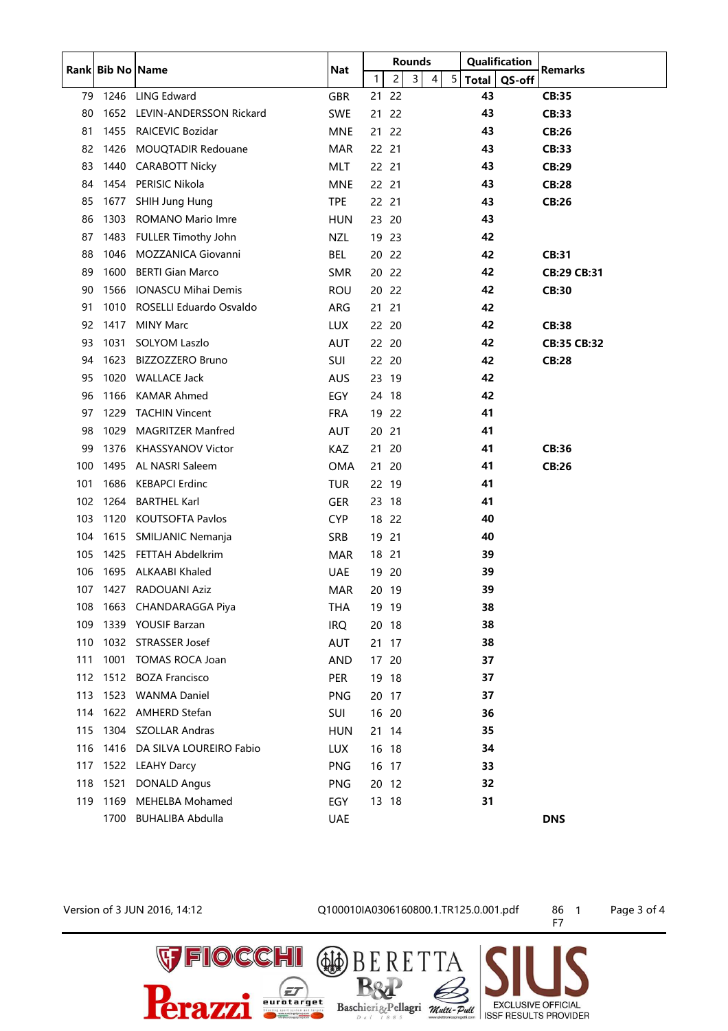| Rank | Bib No | Name | Nat | Rounds | | | | | Qualification | | Remarks |
|---|---|---|---|---|---|---|---|---|---|---|---|
| | | | | 1 | 2 | 3 | 4 | 5 | Total | QS-off | |
| 79 | 1246 | LING Edward | GBR | 21 | 22 | | | | 43 | | **CB:35** |
| 80 | 1652 | LEVIN-ANDERSSON Rickard | SWE | 21 | 22 | | | | 43 | | **CB:33** |
| 81 | 1455 | RAICEVIC Bozidar | MNE | 21 | 22 | | | | 43 | | **CB:26** |
| 82 | 1426 | MOUQTADIR Redouane | MAR | 22 | 21 | | | | 43 | | **CB:33** |
| 83 | 1440 | CARABOTT Nicky | MLT | 22 | 21 | | | | 43 | | **CB:29** |
| 84 | 1454 | PERISIC Nikola | MNE | 22 | 21 | | | | 43 | | **CB:28** |
| 85 | 1677 | SHIH Jung Hung | TPE | 22 | 21 | | | | 43 | | **CB:26** |
| 86 | 1303 | ROMANO Mario Imre | HUN | 23 | 20 | | | | 43 | | |
| 87 | 1483 | FULLER Timothy John | NZL | 19 | 23 | | | | 42 | | |
| 88 | 1046 | MOZZANICA Giovanni | BEL | 20 | 22 | | | | 42 | | **CB:31** |
| 89 | 1600 | BERTI Gian Marco | SMR | 20 | 22 | | | | 42 | | **CB:29 CB:31** |
| 90 | 1566 | IONASCU Mihai Demis | ROU | 20 | 22 | | | | 42 | | **CB:30** |
| 91 | 1010 | ROSELLI Eduardo Osvaldo | ARG | 21 | 21 | | | | 42 | | |
| 92 | 1417 | MINY Marc | LUX | 22 | 20 | | | | 42 | | **CB:38** |
| 93 | 1031 | SOLYOM Laszlo | AUT | 22 | 20 | | | | 42 | | **CB:35 CB:32** |
| 94 | 1623 | BIZZOZZERO Bruno | SUI | 22 | 20 | | | | 42 | | **CB:28** |
| 95 | 1020 | WALLACE Jack | AUS | 23 | 19 | | | | 42 | | |
| 96 | 1166 | KAMAR Ahmed | EGY | 24 | 18 | | | | 42 | | |
| 97 | 1229 | TACHIN Vincent | FRA | 19 | 22 | | | | 41 | | |
| 98 | 1029 | MAGRITZER Manfred | AUT | 20 | 21 | | | | 41 | | |
| 99 | 1376 | KHASSYANOV Victor | KAZ | 21 | 20 | | | | 41 | | **CB:36** |
| 100 | 1495 | AL NASRI Saleem | OMA | 21 | 20 | | | | 41 | | **CB:26** |
| 101 | 1686 | KEBAPCI Erdinc | TUR | 22 | 19 | | | | 41 | | |
| 102 | 1264 | BARTHEL Karl | GER | 23 | 18 | | | | 41 | | |
| 103 | 1120 | KOUTSOFTA Pavlos | CYP | 18 | 22 | | | | 40 | | |
| 104 | 1615 | SMILJANIC Nemanja | SRB | 19 | 21 | | | | 40 | | |
| 105 | 1425 | FETTAH Abdelkrim | MAR | 18 | 21 | | | | 39 | | |
| 106 | 1695 | ALKAABI Khaled | UAE | 19 | 20 | | | | 39 | | |
| 107 | 1427 | RADOUANI Aziz | MAR | 20 | 19 | | | | 39 | | |
| 108 | 1663 | CHANDARAGGA Piya | THA | 19 | 19 | | | | 38 | | |
| 109 | 1339 | YOUSIF Barzan | IRQ | 20 | 18 | | | | 38 | | |
| 110 | 1032 | STRASSER Josef | AUT | 21 | 17 | | | | 38 | | |
| 111 | 1001 | TOMAS ROCA Joan | AND | 17 | 20 | | | | 37 | | |
| 112 | 1512 | BOZA Francisco | PER | 19 | 18 | | | | 37 | | |
| 113 | 1523 | WANMA Daniel | PNG | 20 | 17 | | | | 37 | | |
| 114 | 1622 | AMHERD Stefan | SUI | 16 | 20 | | | | 36 | | |
| 115 | 1304 | SZOLLAR Andras | HUN | 21 | 14 | | | | 35 | | |
| 116 | 1416 | DA SILVA LOUREIRO Fabio | LUX | 16 | 18 | | | | 34 | | |
| 117 | 1522 | LEAHY Darcy | PNG | 16 | 17 | | | | 33 | | |
| 118 | 1521 | DONALD Angus | PNG | 20 | 12 | | | | 32 | | |
| 119 | 1169 | MEHELBA Mohamed | EGY | 13 | 18 | | | | 31 | | |
| | 1700 | BUHALIBA Abdulla | UAE | | | | | | | | **DNS** |

Version of 3 JUN 2016, 14:12 Q100010IA0306160800.1.TR125.0.001.pdf 86 1 F7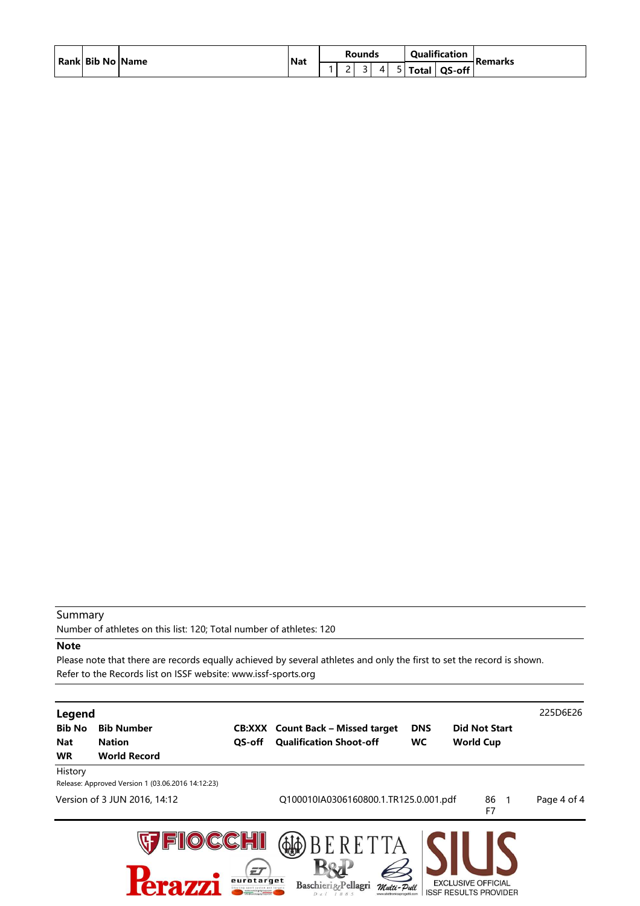| Rank | Bib No | Name | Nat | Rounds | | | | | Qualification | | Remarks |
|---|---|---|---|---|---|---|---|---|---|---|---|
| | | | | 1 | 2 | 3 | 4 | 5 | Total | QS-off | |

Summary

Number of athletes on this list: 120; Total number of athletes: 120

**Note**

Please note that there are records equally achieved by several athletes and only the first to set the record is shown.
Refer to the Records list on ISSF website: www.issf-sports.org

## Legend

225D6E26

| | | | | | |
|---|---|---|---|---|---|
| **Bib No** | **Bib Number** | **CB:XXX** | **Count Back – Missed target** | **DNS** | **Did Not Start** |
| **Nat** | **Nation** | **QS-off** | **Qualification Shoot-off** | **WC** | **World Cup** |
| **WR** | **World Record** | | | | |

History

Release: Approved Version 1 (03.06.2016 14:12:23)

Version of 3 JUN 2016, 14:12 Q100010IA0306160800.1.TR125.0.001.pdf 86 F7 1